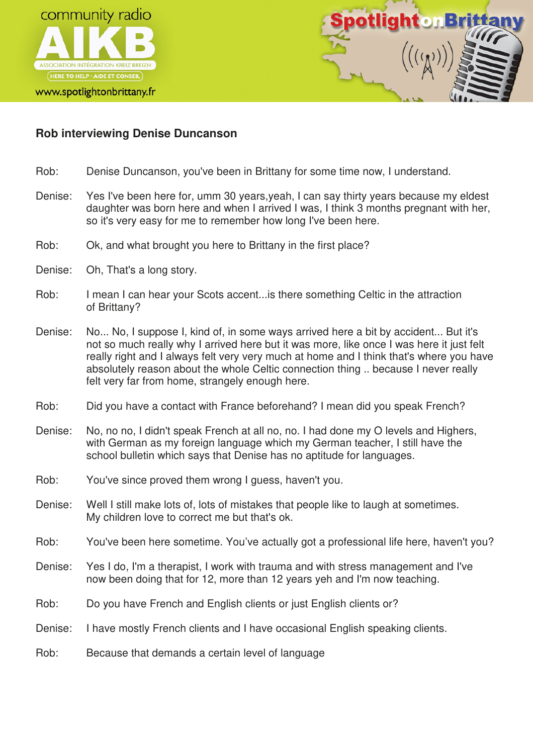community radio

AIKB

ASSOCIATION INTÉGRATION KREIZ BREIZH

HERE TO HELP · AIDE ET CONSEIL

www.spotlightonbrittany.fr

Spotlight on Brittany

**Rob interviewing Denise Duncanson**

Rob: Denise Duncanson, you've been in Brittany for some time now, I understand.

Denise: Yes I've been here for, umm 30 years,yeah, I can say thirty years because my eldest daughter was born here and when I arrived I was, I think 3 months pregnant with her, so it's very easy for me to remember how long I've been here.

Rob: Ok, and what brought you here to Brittany in the first place?

Denise: Oh, That's a long story.

Rob: I mean I can hear your Scots accent...is there something Celtic in the attraction of Brittany?

Denise: No... No, I suppose I, kind of, in some ways arrived here a bit by accident... But it's not so much really why I arrived here but it was more, like once I was here it just felt really right and I always felt very very much at home and I think that's where you have absolutely reason about the whole Celtic connection thing .. because I never really felt very far from home, strangely enough here.

Rob: Did you have a contact with France beforehand? I mean did you speak French?

Denise: No, no no, I didn't speak French at all no, no. I had done my O levels and Highers, with German as my foreign language which my German teacher, I still have the school bulletin which says that Denise has no aptitude for languages.

Rob: You've since proved them wrong I guess, haven't you.

Denise: Well I still make lots of, lots of mistakes that people like to laugh at sometimes. My children love to correct me but that's ok.

Rob: You've been here sometime. You've actually got a professional life here, haven't you?

Denise: Yes I do, I'm a therapist, I work with trauma and with stress management and I've now been doing that for 12, more than 12 years yeh and I'm now teaching.

Rob: Do you have French and English clients or just English clients or?

Denise: I have mostly French clients and I have occasional English speaking clients.

Rob: Because that demands a certain level of language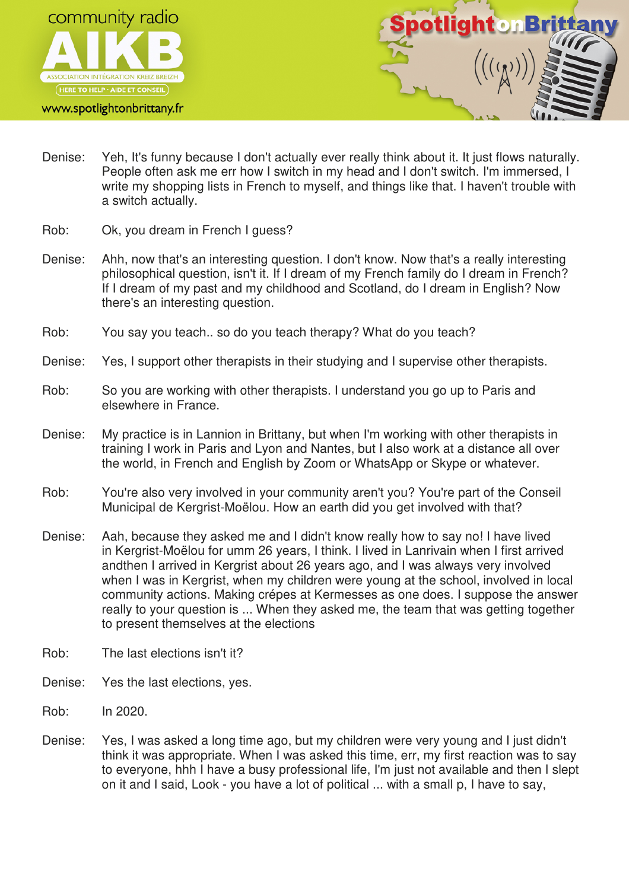Denise: Yeh, It's funny because I don't actually ever really think about it. It just flows naturally. People often ask me err how I switch in my head and I don't switch. I'm immersed, I write my shopping lists in French to myself, and things like that. I haven't trouble with a switch actually.

Rob: Ok, you dream in French I guess?

Denise: Ahh, now that's an interesting question. I don't know. Now that's a really interesting philosophical question, isn't it. If I dream of my French family do I dream in French? If I dream of my past and my childhood and Scotland, do I dream in English? Now there's an interesting question.

Rob: You say you teach.. so do you teach therapy? What do you teach?

Denise: Yes, I support other therapists in their studying and I supervise other therapists.

Rob: So you are working with other therapists. I understand you go up to Paris and elsewhere in France.

Denise: My practice is in Lannion in Brittany, but when I'm working with other therapists in training I work in Paris and Lyon and Nantes, but I also work at a distance all over the world, in French and English by Zoom or WhatsApp or Skype or whatever.

Rob: You're also very involved in your community aren't you? You're part of the Conseil Municipal de Kergrist-Moëlou. How an earth did you get involved with that?

Denise: Aah, because they asked me and I didn't know really how to say no! I have lived in Kergrist-Moëlou for umm 26 years, I think. I lived in Lanrivain when I first arrived andthen I arrived in Kergrist about 26 years ago, and I was always very involved when I was in Kergrist, when my children were young at the school, involved in local community actions. Making crépes at Kermesses as one does. I suppose the answer really to your question is ... When they asked me, the team that was getting together to present themselves at the elections

Rob: The last elections isn't it?

Denise: Yes the last elections, yes.

Rob: In 2020.

Denise: Yes, I was asked a long time ago, but my children were very young and I just didn't think it was appropriate. When I was asked this time, err, my first reaction was to say to everyone, hhh I have a busy professional life, I'm just not available and then I slept on it and I said, Look - you have a lot of political ... with a small p, I have to say,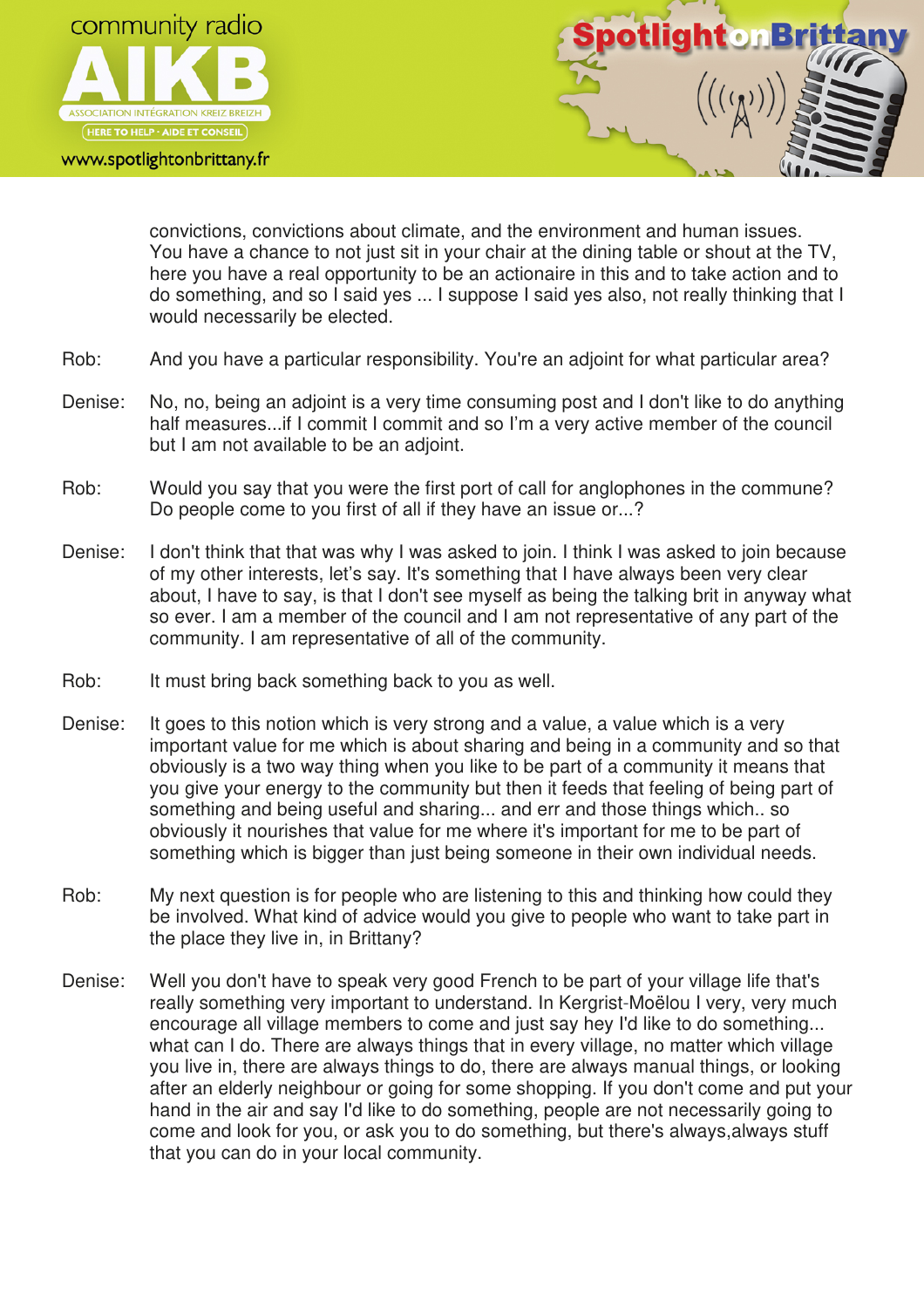convictions, convictions about climate, and the environment and human issues. You have a chance to not just sit in your chair at the dining table or shout at the TV, here you have a real opportunity to be an actionaire in this and to take action and to do something, and so I said yes ... I suppose I said yes also, not really thinking that I would necessarily be elected.

Rob: And you have a particular responsibility. You're an adjoint for what particular area?

Denise: No, no, being an adjoint is a very time consuming post and I don't like to do anything half measures...if I commit I commit and so I'm a very active member of the council but I am not available to be an adjoint.

Rob: Would you say that you were the first port of call for anglophones in the commune? Do people come to you first of all if they have an issue or...?

Denise: I don't think that that was why I was asked to join. I think I was asked to join because of my other interests, let's say. It's something that I have always been very clear about, I have to say, is that I don't see myself as being the talking brit in anyway what so ever. I am a member of the council and I am not representative of any part of the community. I am representative of all of the community.

Rob: It must bring back something back to you as well.

Denise: It goes to this notion which is very strong and a value, a value which is a very important value for me which is about sharing and being in a community and so that obviously is a two way thing when you like to be part of a community it means that you give your energy to the community but then it feeds that feeling of being part of something and being useful and sharing... and err and those things which.. so obviously it nourishes that value for me where it's important for me to be part of something which is bigger than just being someone in their own individual needs.

Rob: My next question is for people who are listening to this and thinking how could they be involved. What kind of advice would you give to people who want to take part in the place they live in, in Brittany?

Denise: Well you don't have to speak very good French to be part of your village life that's really something very important to understand. In Kergrist-Moëlou I very, very much encourage all village members to come and just say hey I'd like to do something... what can I do. There are always things that in every village, no matter which village you live in, there are always things to do, there are always manual things, or looking after an elderly neighbour or going for some shopping. If you don't come and put your hand in the air and say I'd like to do something, people are not necessarily going to come and look for you, or ask you to do something, but there's always,always stuff that you can do in your local community.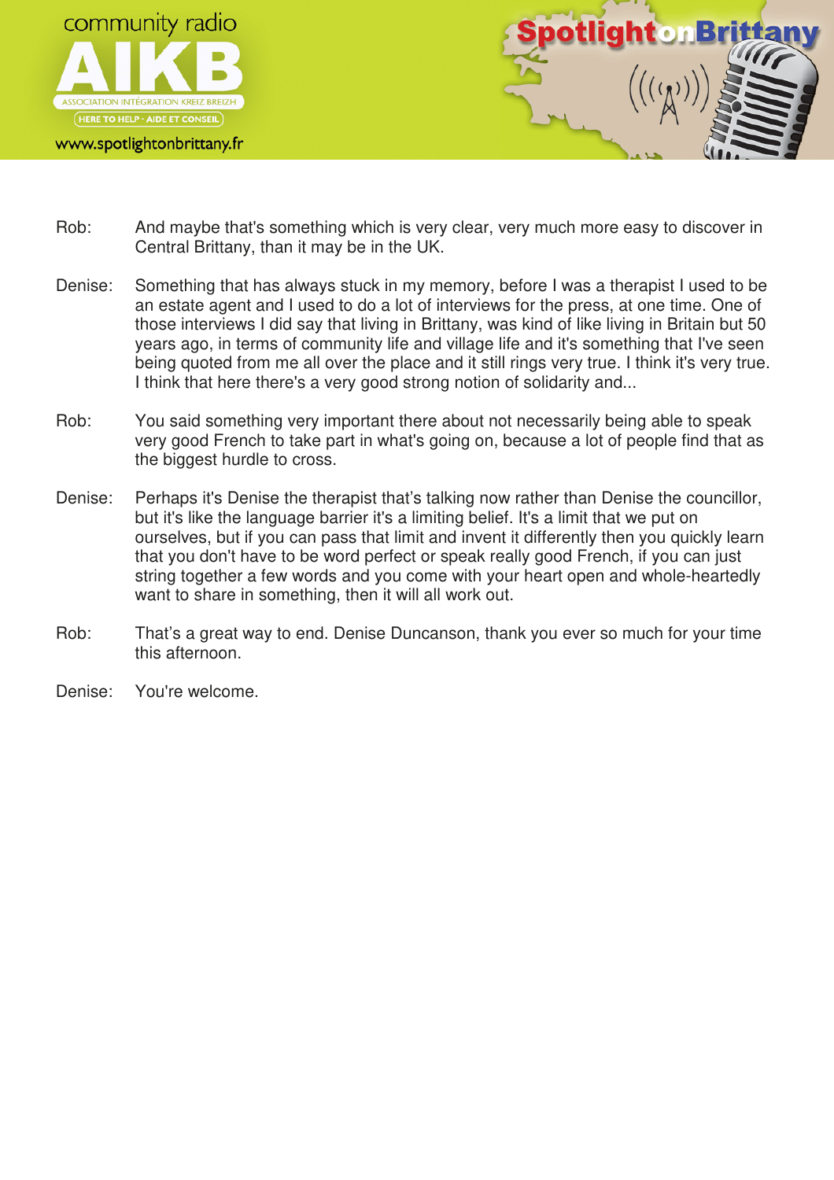Rob: And maybe that's something which is very clear, very much more easy to discover in Central Brittany, than it may be in the UK.

Denise: Something that has always stuck in my memory, before I was a therapist I used to be an estate agent and I used to do a lot of interviews for the press, at one time. One of those interviews I did say that living in Brittany, was kind of like living in Britain but 50 years ago, in terms of community life and village life and it's something that I've seen being quoted from me all over the place and it still rings very true. I think it's very true. I think that here there's a very good strong notion of solidarity and...

Rob: You said something very important there about not necessarily being able to speak very good French to take part in what's going on, because a lot of people find that as the biggest hurdle to cross.

Denise: Perhaps it's Denise the therapist that's talking now rather than Denise the councillor, but it's like the language barrier it's a limiting belief. It's a limit that we put on ourselves, but if you can pass that limit and invent it differently then you quickly learn that you don't have to be word perfect or speak really good French, if you can just string together a few words and you come with your heart open and whole-heartedly want to share in something, then it will all work out.

Rob: That's a great way to end. Denise Duncanson, thank you ever so much for your time this afternoon.

Denise: You're welcome.